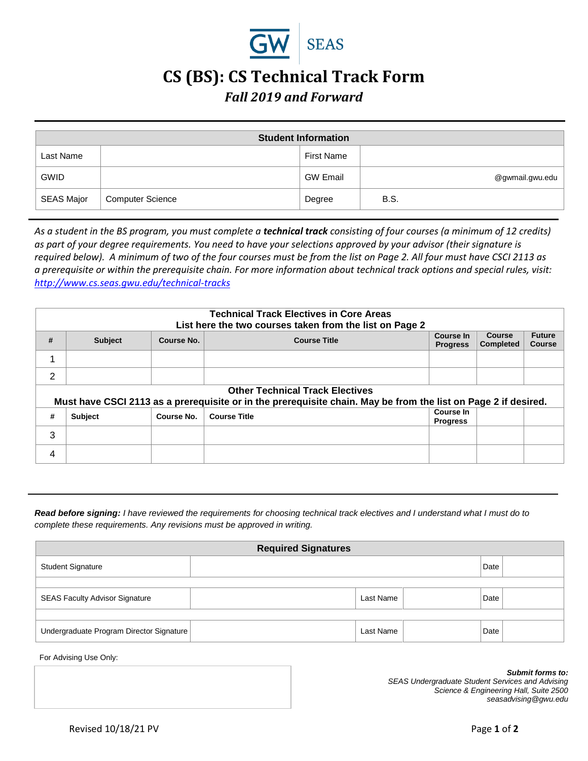GW SEAS

# CS (BS): CS Technical Track Form

*Fall 2019 and Forward*

| Student Information | | | |
|---|---|---|---|
| Last Name | | First Name | |
| GWID | | GW Email | @gwmail.gwu.edu |
| SEAS Major | Computer Science | Degree | B.S. |

*As a student in the BS program, you must complete a* ***technical track*** *consisting of four courses (a minimum of 12 credits) as part of your degree requirements. You need to have your selections approved by your advisor (their signature is required below). A minimum of two of the four courses must be from the list on Page 2. All four must have CSCI 2113 as a prerequisite or within the prerequisite chain. For more information about technical track options and special rules, visit:* *http://www.cs.seas.gwu.edu/technical-tracks*

| **Technical Track Electives in Core Areas**<br>**List here the two courses taken from the list on Page 2** | | | | | | |
|---|---|---|---|---|---|---|
| **#** | **Subject** | **Course No.** | **Course Title** | **Course In Progress** | **Course Completed** | **Future Course** |
| 1 | | | | | | |
| 2 | | | | | | |
| **Other Technical Track Electives**<br>**Must have CSCI 2113 as a prerequisite or in the prerequisite chain. May be from the list on Page 2 if desired.** | | | | | | |
| **#** | **Subject** | **Course No.** | **Course Title** | **Course In Progress** | | |
| 3 | | | | | | |
| 4 | | | | | | |

***Read before signing:*** *I have reviewed the requirements for choosing technical track electives and I understand what I must do to complete these requirements. Any revisions must be approved in writing.*

| Required Signatures | | | | | |
|---|---|---|---|---|---|
| Student Signature | | | | Date | |
| SEAS Faculty Advisor Signature | | Last Name | | Date | |
| Undergraduate Program Director Signature | | Last Name | | Date | |

For Advising Use Only:

***Submit forms to:***
*SEAS Undergraduate Student Services and Advising*
*Science & Engineering Hall, Suite 2500*
*seasadvising@gwu.edu*

Revised 10/18/21 PV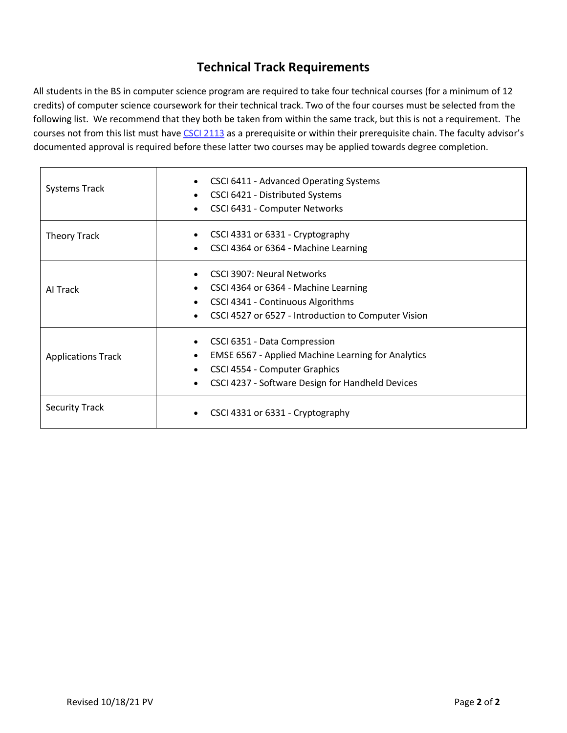# Technical Track Requirements

All students in the BS in computer science program are required to take four technical courses (for a minimum of 12 credits) of computer science coursework for their technical track. Two of the four courses must be selected from the following list. We recommend that they both be taken from within the same track, but this is not a requirement. The courses not from this list must have CSCI 2113 as a prerequisite or within their prerequisite chain. The faculty advisor's documented approval is required before these latter two courses may be applied towards degree completion.

| | |
|---|---|
| Systems Track | • CSCI 6411 - Advanced Operating Systems<br>• CSCI 6421 - Distributed Systems<br>• CSCI 6431 - Computer Networks |
| Theory Track | • CSCI 4331 or 6331 - Cryptography<br>• CSCI 4364 or 6364 - Machine Learning |
| AI Track | • CSCI 3907: Neural Networks<br>• CSCI 4364 or 6364 - Machine Learning<br>• CSCI 4341 - Continuous Algorithms<br>• CSCI 4527 or 6527 - Introduction to Computer Vision |
| Applications Track | • CSCI 6351 - Data Compression<br>• EMSE 6567 - Applied Machine Learning for Analytics<br>• CSCI 4554 - Computer Graphics<br>• CSCI 4237 - Software Design for Handheld Devices |
| Security Track | • CSCI 4331 or 6331 - Cryptography |

Revised 10/18/21 PV